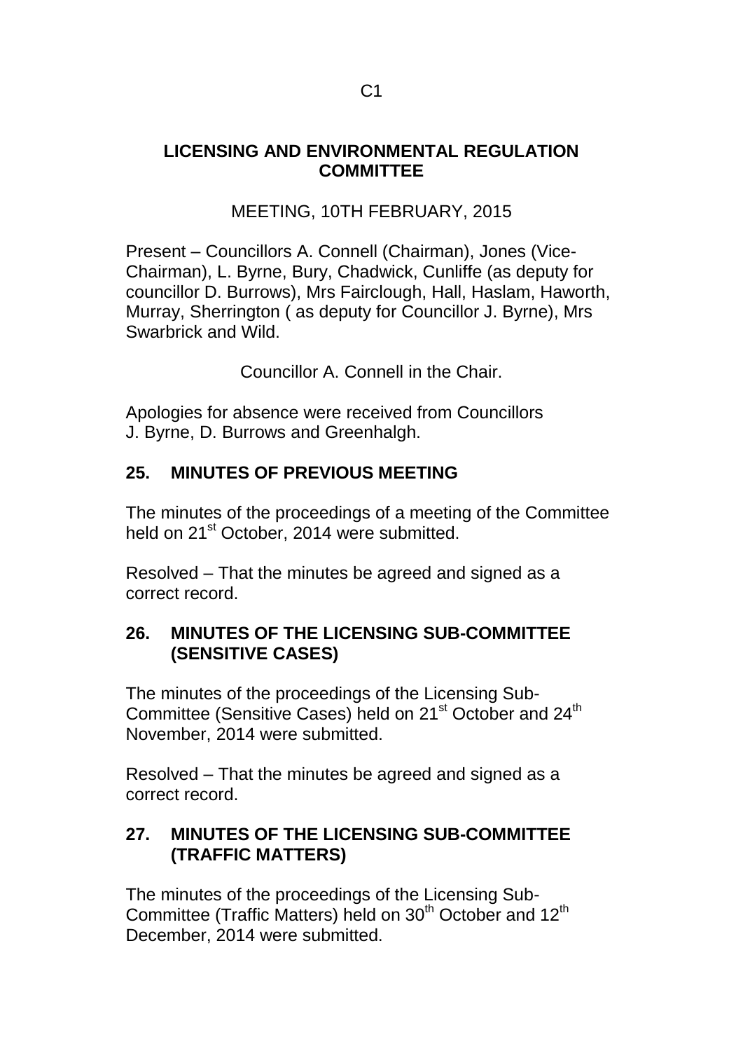# LICENSING AND ENVIRONMENTAL REGULATION COMMITTEE

MEETING, 10TH FEBRUARY, 2015

Present – Councillors A. Connell (Chairman), Jones (Vice-Chairman), L. Byrne, Bury, Chadwick, Cunliffe (as deputy for councillor D. Burrows), Mrs Fairclough, Hall, Haslam, Haworth, Murray, Sherrington ( as deputy for Councillor J. Byrne), Mrs Swarbrick and Wild.

Councillor A. Connell in the Chair.

Apologies for absence were received from Councillors J. Byrne, D. Burrows and Greenhalgh.

## 25. MINUTES OF PREVIOUS MEETING

The minutes of the proceedings of a meeting of the Committee held on 21st October, 2014 were submitted.

Resolved – That the minutes be agreed and signed as a correct record.

## 26. MINUTES OF THE LICENSING SUB-COMMITTEE (SENSITIVE CASES)

The minutes of the proceedings of the Licensing Sub-Committee (Sensitive Cases) held on 21st October and 24th November, 2014 were submitted.

Resolved – That the minutes be agreed and signed as a correct record.

## 27. MINUTES OF THE LICENSING SUB-COMMITTEE (TRAFFIC MATTERS)

The minutes of the proceedings of the Licensing Sub-Committee (Traffic Matters) held on 30th October and 12th December, 2014 were submitted.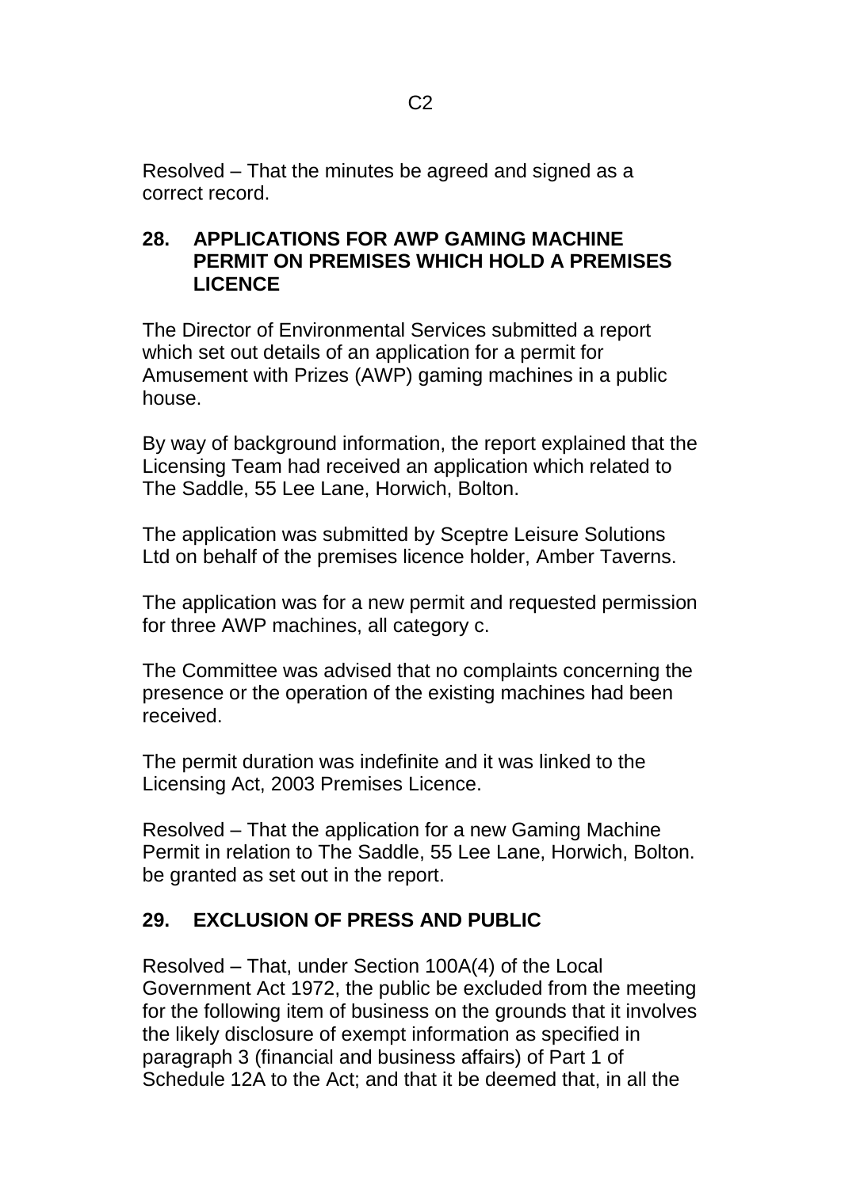Resolved – That the minutes be agreed and signed as a correct record.

## 28. APPLICATIONS FOR AWP GAMING MACHINE PERMIT ON PREMISES WHICH HOLD A PREMISES LICENCE

The Director of Environmental Services submitted a report which set out details of an application for a permit for Amusement with Prizes (AWP) gaming machines in a public house.

By way of background information, the report explained that the Licensing Team had received an application which related to The Saddle, 55 Lee Lane, Horwich, Bolton.

The application was submitted by Sceptre Leisure Solutions Ltd on behalf of the premises licence holder, Amber Taverns.

The application was for a new permit and requested permission for three AWP machines, all category c.

The Committee was advised that no complaints concerning the presence or the operation of the existing machines had been received.

The permit duration was indefinite and it was linked to the Licensing Act, 2003 Premises Licence.

Resolved – That the application for a new Gaming Machine Permit in relation to The Saddle, 55 Lee Lane, Horwich, Bolton. be granted as set out in the report.

## 29. EXCLUSION OF PRESS AND PUBLIC

Resolved – That, under Section 100A(4) of the Local Government Act 1972, the public be excluded from the meeting for the following item of business on the grounds that it involves the likely disclosure of exempt information as specified in paragraph 3 (financial and business affairs) of Part 1 of Schedule 12A to the Act; and that it be deemed that, in all the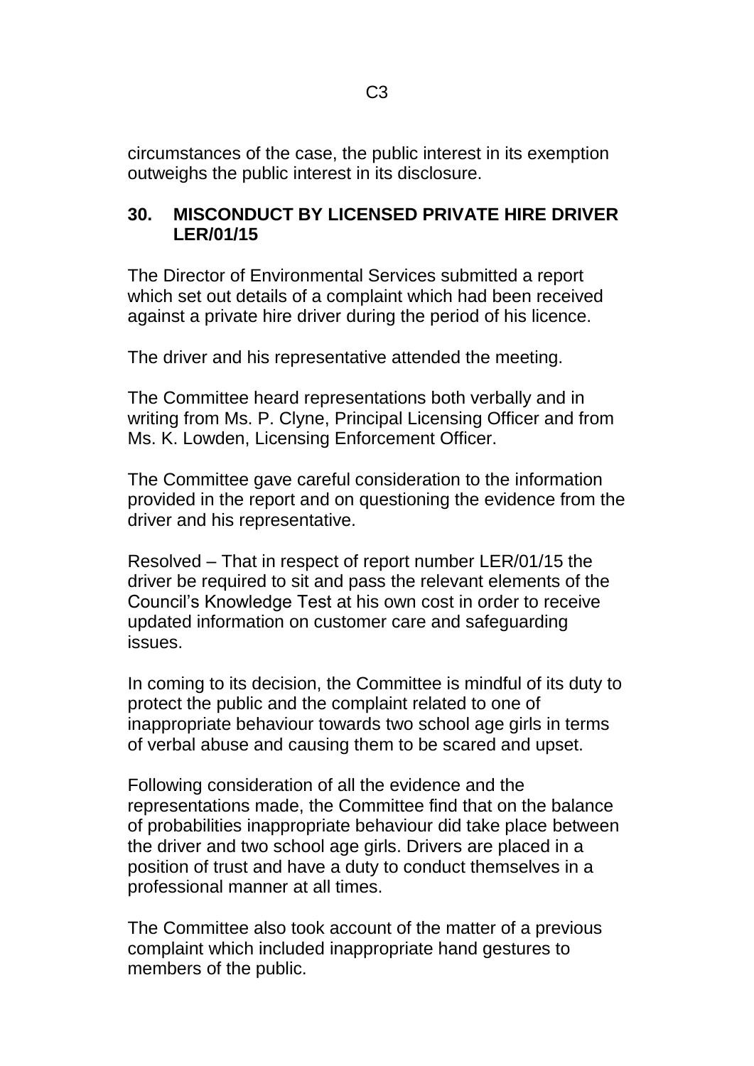circumstances of the case, the public interest in its exemption outweighs the public interest in its disclosure.

## 30. MISCONDUCT BY LICENSED PRIVATE HIRE DRIVER LER/01/15

The Director of Environmental Services submitted a report which set out details of a complaint which had been received against a private hire driver during the period of his licence.

The driver and his representative attended the meeting.

The Committee heard representations both verbally and in writing from Ms. P. Clyne, Principal Licensing Officer and from Ms. K. Lowden, Licensing Enforcement Officer.

The Committee gave careful consideration to the information provided in the report and on questioning the evidence from the driver and his representative.

Resolved – That in respect of report number LER/01/15 the driver be required to sit and pass the relevant elements of the Council's Knowledge Test at his own cost in order to receive updated information on customer care and safeguarding issues.

In coming to its decision, the Committee is mindful of its duty to protect the public and the complaint related to one of inappropriate behaviour towards two school age girls in terms of verbal abuse and causing them to be scared and upset.

Following consideration of all the evidence and the representations made, the Committee find that on the balance of probabilities inappropriate behaviour did take place between the driver and two school age girls. Drivers are placed in a position of trust and have a duty to conduct themselves in a professional manner at all times.

The Committee also took account of the matter of a previous complaint which included inappropriate hand gestures to members of the public.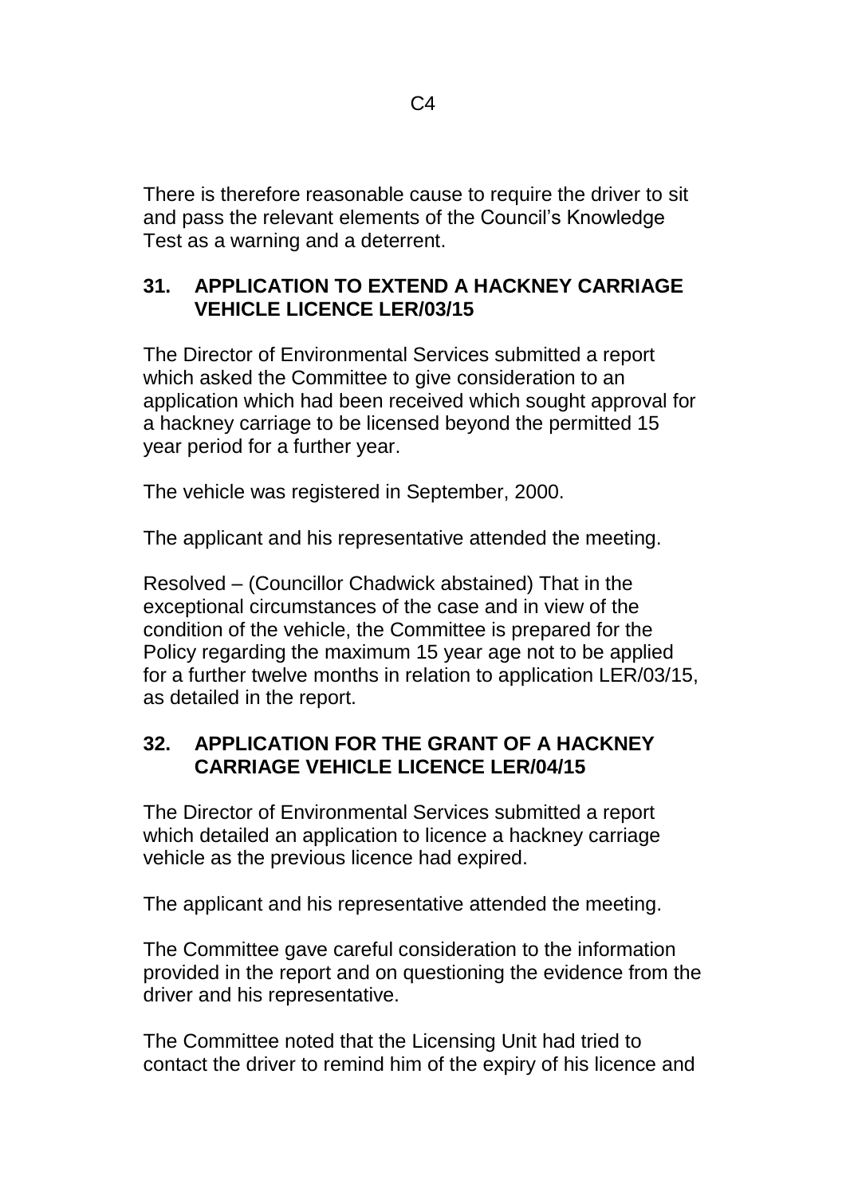There is therefore reasonable cause to require the driver to sit and pass the relevant elements of the Council's Knowledge Test as a warning and a deterrent.

## 31. APPLICATION TO EXTEND A HACKNEY CARRIAGE VEHICLE LICENCE LER/03/15

The Director of Environmental Services submitted a report which asked the Committee to give consideration to an application which had been received which sought approval for a hackney carriage to be licensed beyond the permitted 15 year period for a further year.

The vehicle was registered in September, 2000.

The applicant and his representative attended the meeting.

Resolved – (Councillor Chadwick abstained) That in the exceptional circumstances of the case and in view of the condition of the vehicle, the Committee is prepared for the Policy regarding the maximum 15 year age not to be applied for a further twelve months in relation to application LER/03/15, as detailed in the report.

## 32. APPLICATION FOR THE GRANT OF A HACKNEY CARRIAGE VEHICLE LICENCE LER/04/15

The Director of Environmental Services submitted a report which detailed an application to licence a hackney carriage vehicle as the previous licence had expired.

The applicant and his representative attended the meeting.

The Committee gave careful consideration to the information provided in the report and on questioning the evidence from the driver and his representative.

The Committee noted that the Licensing Unit had tried to contact the driver to remind him of the expiry of his licence and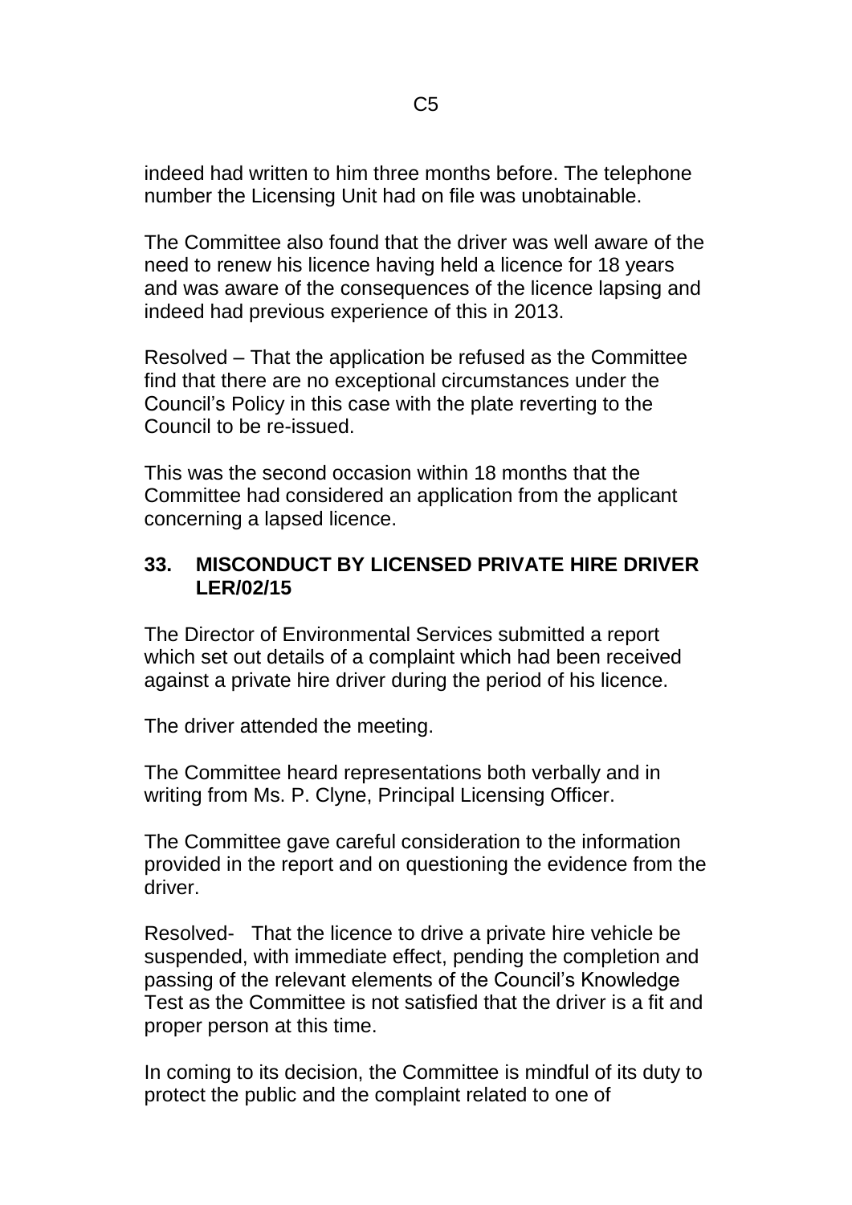indeed had written to him three months before. The telephone number the Licensing Unit had on file was unobtainable.

The Committee also found that the driver was well aware of the need to renew his licence having held a licence for 18 years and was aware of the consequences of the licence lapsing and indeed had previous experience of this in 2013.

Resolved – That the application be refused as the Committee find that there are no exceptional circumstances under the Council's Policy in this case with the plate reverting to the Council to be re-issued.

This was the second occasion within 18 months that the Committee had considered an application from the applicant concerning a lapsed licence.

## 33. MISCONDUCT BY LICENSED PRIVATE HIRE DRIVER LER/02/15

The Director of Environmental Services submitted a report which set out details of a complaint which had been received against a private hire driver during the period of his licence.

The driver attended the meeting.

The Committee heard representations both verbally and in writing from Ms. P. Clyne, Principal Licensing Officer.

The Committee gave careful consideration to the information provided in the report and on questioning the evidence from the driver.

Resolved- That the licence to drive a private hire vehicle be suspended, with immediate effect, pending the completion and passing of the relevant elements of the Council's Knowledge Test as the Committee is not satisfied that the driver is a fit and proper person at this time.

In coming to its decision, the Committee is mindful of its duty to protect the public and the complaint related to one of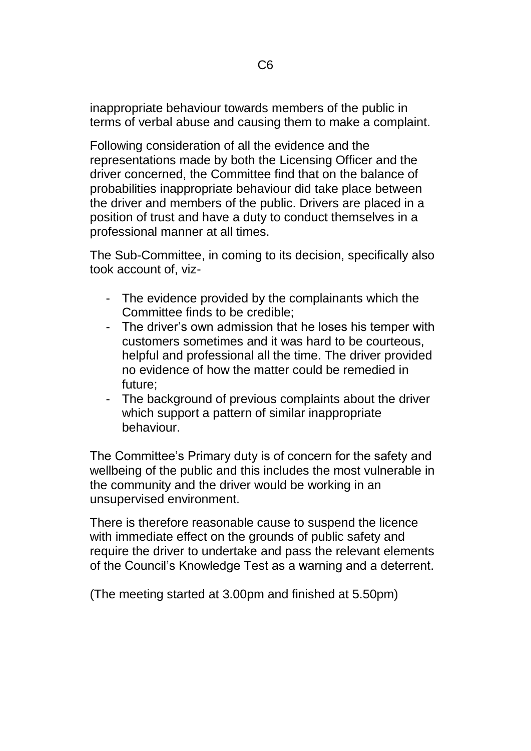inappropriate behaviour towards members of the public in terms of verbal abuse and causing them to make a complaint.

Following consideration of all the evidence and the representations made by both the Licensing Officer and the driver concerned, the Committee find that on the balance of probabilities inappropriate behaviour did take place between the driver and members of the public. Drivers are placed in a position of trust and have a duty to conduct themselves in a professional manner at all times.

The Sub-Committee, in coming to its decision, specifically also took account of, viz-

- The evidence provided by the complainants which the Committee finds to be credible;
- The driver's own admission that he loses his temper with customers sometimes and it was hard to be courteous, helpful and professional all the time. The driver provided no evidence of how the matter could be remedied in future;
- The background of previous complaints about the driver which support a pattern of similar inappropriate behaviour.

The Committee's Primary duty is of concern for the safety and wellbeing of the public and this includes the most vulnerable in the community and the driver would be working in an unsupervised environment.

There is therefore reasonable cause to suspend the licence with immediate effect on the grounds of public safety and require the driver to undertake and pass the relevant elements of the Council's Knowledge Test as a warning and a deterrent.

(The meeting started at 3.00pm and finished at 5.50pm)